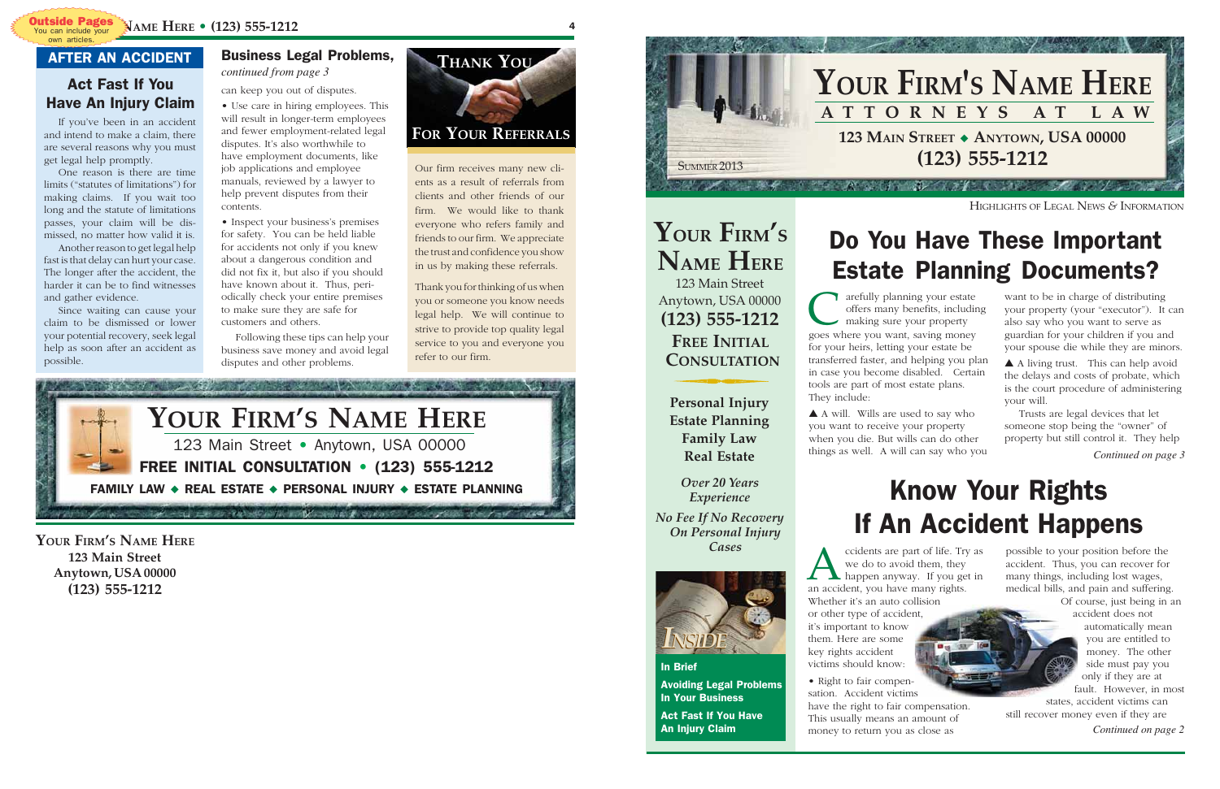Outside Pages
You can include your own articles.

## AFTER AN ACCIDENT

### Act Fast If You Have An Injury Claim

If you've been in an accident and intend to make a claim, there are several reasons why you must get legal help promptly.

One reason is there are time limits ("statutes of limitations") for making claims. If you wait too long and the statute of limitations passes, your claim will be dismissed, no matter how valid it is.

Another reason to get legal help fast is that delay can hurt your case. The longer after the accident, the harder it can be to find witnesses and gather evidence.

Since waiting can cause your claim to be dismissed or lower your potential recovery, seek legal help as soon after an accident as possible.

### Business Legal Problems,

*continued from page 3*

can keep you out of disputes.

- Use care in hiring employees. This will result in longer-term employees and fewer employment-related legal disputes. It's also worthwhile to have employment documents, like job applications and employee manuals, reviewed by a lawyer to help prevent disputes from their contents.
- Inspect your business's premises for safety. You can be held liable for accidents not only if you knew about a dangerous condition and did not fix it, but also if you should have known about it. Thus, periodically check your entire premises to make sure they are safe for customers and others.

Following these tips can help your business save money and avoid legal disputes and other problems.

### Thank You For Your Referrals

Our firm receives many new clients as a result of referrals from clients and other friends of our firm. We would like to thank everyone who refers family and friends to our firm. We appreciate the trust and confidence you show in us by making these referrals.

Thank you for thinking of us when you or someone you know needs legal help. We will continue to strive to provide top quality legal service to you and everyone you refer to our firm.

## Your Firm's Name Here

123 Main Street • Anytown, USA 00000

**FREE INITIAL CONSULTATION • (123) 555-1212**

**FAMILY LAW ◆ REAL ESTATE ◆ PERSONAL INJURY ◆ ESTATE PLANNING**

**Your Firm's Name Here**
**123 Main Street**
**Anytown, USA 00000**
**(123) 555-1212**

# Your Firm's Name Here

## Attorneys at Law

**123 Main Street ◆ Anytown, USA 00000**
**(123) 555-1212**

Summer 2013

Highlights of Legal News & Information

**Your Firm's Name Here**
123 Main Street
Anytown, USA 00000
**(123) 555-1212**

**Free Initial Consultation**

**Personal Injury**
**Estate Planning**
**Family Law**
**Real Estate**

*Over 20 Years Experience*

*No Fee If No Recovery On Personal Injury Cases*

**INSIDE**

**In Brief**

**Avoiding Legal Problems In Your Business**

**Act Fast If You Have An Injury Claim**

## Do You Have These Important Estate Planning Documents?

Carefully planning your estate offers many benefits, including making sure your property goes where you want, saving money for your heirs, letting your estate be transferred faster, and helping you plan in case you become disabled. Certain tools are part of most estate plans. They include:

▲ A will. Wills are used to say who you want to receive your property when you die. But wills can do other things as well. A will can say who you want to be in charge of distributing your property (your "executor"). It can also say who you want to serve as guardian for your children if you and your spouse die while they are minors.

▲ A living trust. This can help avoid the delays and costs of probate, which is the court procedure of administering your will.

Trusts are legal devices that let someone stop being the "owner" of property but still control it. They help

*Continued on page 3*

## Know Your Rights If An Accident Happens

Accidents are part of life. Try as we do to avoid them, they happen anyway. If you get in an accident, you have many rights. Whether it's an auto collision or other type of accident, it's important to know them. Here are some key rights accident victims should know:

- Right to fair compensation. Accident victims have the right to fair compensation. This usually means an amount of money to return you as close as possible to your position before the accident. Thus, you can recover for many things, including lost wages, medical bills, and pain and suffering.

Of course, just being in an accident does not automatically mean you are entitled to money. The other side must pay you only if they are at fault. However, in most states, accident victims can still recover money even if they are

*Continued on page 2*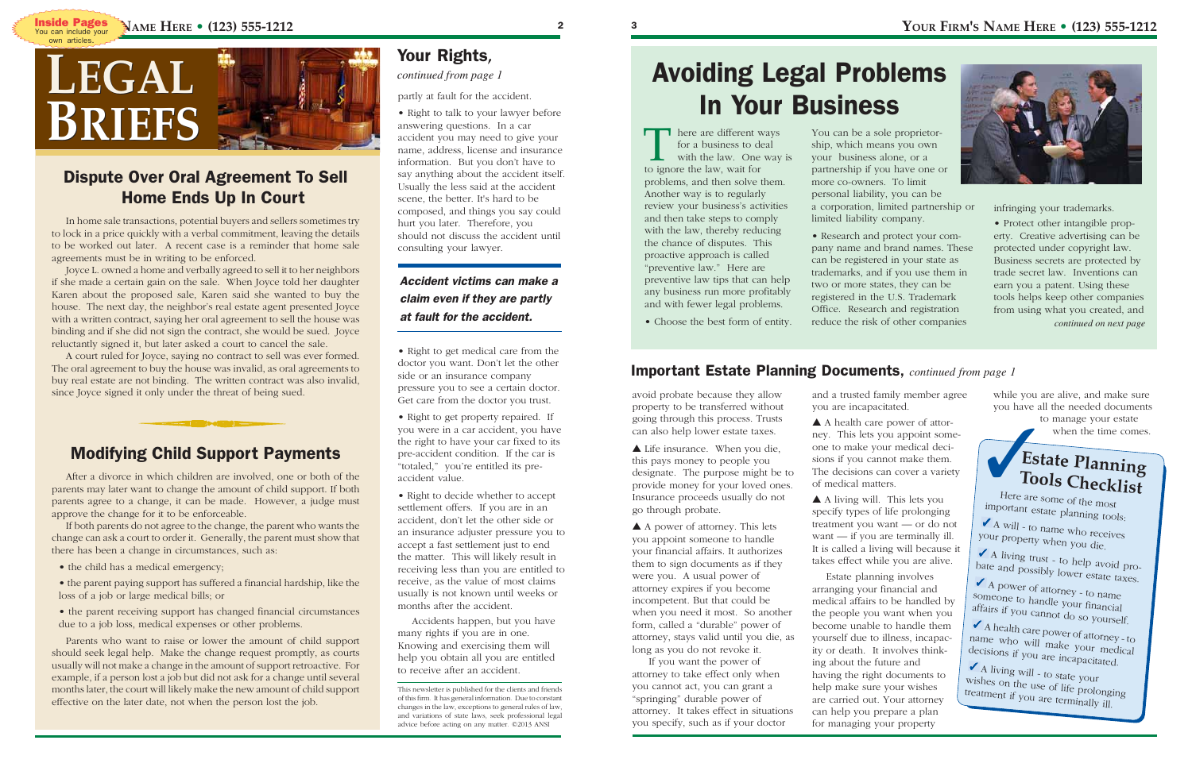Inside Pages
You can include your own articles.

# LEGAL BRIEFS

## Dispute Over Oral Agreement To Sell Home Ends Up In Court

In home sale transactions, potential buyers and sellers sometimes try to lock in a price quickly with a verbal commitment, leaving the details to be worked out later. A recent case is a reminder that home sale agreements must be in writing to be enforced.

Joyce L. owned a home and verbally agreed to sell it to her neighbors if she made a certain gain on the sale. When Joyce told her daughter Karen about the proposed sale, Karen said she wanted to buy the house. The next day, the neighbor's real estate agent presented Joyce with a written contract, saying her oral agreement to sell the house was binding and if she did not sign the contract, she would be sued. Joyce reluctantly signed it, but later asked a court to cancel the sale.

A court ruled for Joyce, saying no contract to sell was ever formed. The oral agreement to buy the house was invalid, as oral agreements to buy real estate are not binding. The written contract was also invalid, since Joyce signed it only under the threat of being sued.

## Modifying Child Support Payments

After a divorce in which children are involved, one or both of the parents may later want to change the amount of child support. If both parents agree to a change, it can be made. However, a judge must approve the change for it to be enforceable.

If both parents do not agree to the change, the parent who wants the change can ask a court to order it. Generally, the parent must show that there has been a change in circumstances, such as:

- the child has a medical emergency;
- the parent paying support has suffered a financial hardship, like the loss of a job or large medical bills; or
- the parent receiving support has changed financial circumstances due to a job loss, medical expenses or other problems.

Parents who want to raise or lower the amount of child support should seek legal help. Make the change request promptly, as courts usually will not make a change in the amount of support retroactive. For example, if a person lost a job but did not ask for a change until several months later, the court will likely make the new amount of child support effective on the later date, not when the person lost the job.

## Your Rights,

*continued from page 1*

partly at fault for the accident.

- Right to talk to your lawyer before answering questions. In a car accident you may need to give your name, address, license and insurance information. But you don't have to say anything about the accident itself. Usually the less said at the accident scene, the better. It's hard to be composed, and things you say could hurt you later. Therefore, you should not discuss the accident until consulting your lawyer.

***Accident victims can make a claim even if they are partly at fault for the accident.***

- Right to get medical care from the doctor you want. Don't let the other side or an insurance company pressure you to see a certain doctor. Get care from the doctor you trust.
- Right to get property repaired. If you were in a car accident, you have the right to have your car fixed to its pre-accident condition. If the car is "totaled," you're entitled its pre-accident value.
- Right to decide whether to accept settlement offers. If you are in an accident, don't let the other side or an insurance adjuster pressure you to accept a fast settlement just to end the matter. This will likely result in receiving less than you are entitled to receive, as the value of most claims usually is not known until weeks or months after the accident.

Accidents happen, but you have many rights if you are in one. Knowing and exercising them will help you obtain all you are entitled to receive after an accident.

This newsletter is published for the clients and friends of this firm. It has general information. Due to constant changes in the law, exceptions to general rules of law, and variations of state laws, seek professional legal advice before acting on any matter. ©2013 ANSI

# Avoiding Legal Problems In Your Business

There are different ways for a business to deal with the law. One way is to ignore the law, wait for problems, and then solve them. Another way is to regularly review your business's activities and then take steps to comply with the law, thereby reducing the chance of disputes. This proactive approach is called "preventive law." Here are preventive law tips that can help any business run more profitably and with fewer legal problems.

- Choose the best form of entity. You can be a sole proprietorship, which means you own your business alone, or a partnership if you have one or more co-owners. To limit personal liability, you can be a corporation, limited partnership or limited liability company.
- Research and protect your company and brand names. These can be registered in your state as trademarks, and if you use them in two or more states, they can be registered in the U.S. Trademark Office. Research and registration reduce the risk of other companies infringing your trademarks.
- Protect other intangible property. Creative advertising can be protected under copyright law. Business secrets are protected by trade secret law. Inventions can earn you a patent. Using these tools helps keep other companies from using what you created, and

*continued on next page*

## Important Estate Planning Documents, *continued from page 1*

avoid probate because they allow property to be transferred without going through this process. Trusts can also help lower estate taxes.

▲ Life insurance. When you die, this pays money to people you designate. The purpose might be to provide money for your loved ones. Insurance proceeds usually do not go through probate.

▲ A power of attorney. This lets you appoint someone to handle your financial affairs. It authorizes them to sign documents as if they were you. A usual power of attorney expires if you become incompetent. But that could be when you need it most. So another form, called a "durable" power of attorney, stays valid until you die, as long as you do not revoke it.

If you want the power of attorney to take effect only when you cannot act, you can grant a "springing" durable power of attorney. It takes effect in situations you specify, such as if your doctor and a trusted family member agree you are incapacitated.

▲ A health care power of attorney. This lets you appoint someone to make your medical decisions if you cannot make them. The decisions can cover a variety of medical matters.

▲ A living will. This lets you specify types of life prolonging treatment you want — or do not want — if you are terminally ill. It is called a living will because it takes effect while you are alive.

Estate planning involves arranging your financial and medical affairs to be handled by the people you want when you become unable to handle them yourself due to illness, incapacity or death. It involves thinking about the future and having the right documents to help make sure your wishes are carried out. Your attorney can help you prepare a plan for managing your property while you are alive, and make sure you have all the needed documents to manage your estate when the time comes.

### Estate Planning Tools Checklist

Here are some of the most important estate planning tools:

✔ A will - to name who receives your property when you die.

✔ A living trust - to help avoid probate and possibly lower estate taxes.

✔ A power of attorney - to name someone to handle your financial affairs if you cannot do so yourself.

✔ A health care power of attorney - to name who will make your medical decisions if you are incapacitated.

✔ A living will - to state your wishes on the use of life prolonging treatment if you are terminally ill.